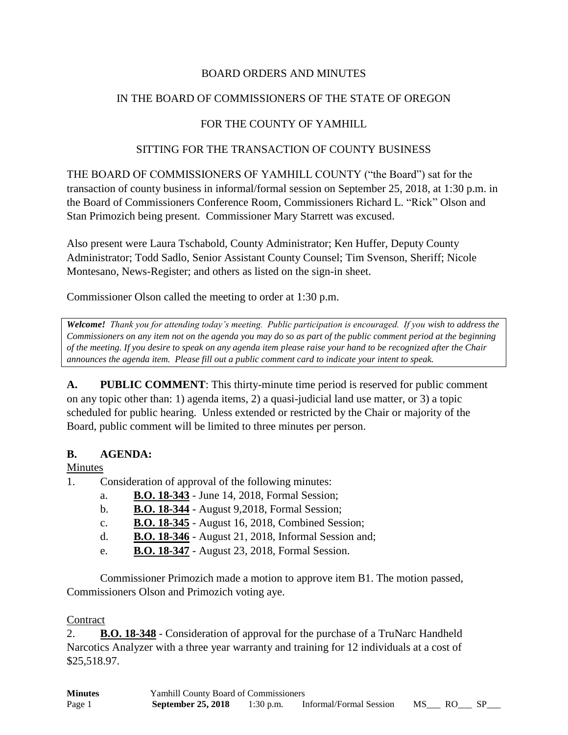BOARD ORDERS AND MINUTES

IN THE BOARD OF COMMISSIONERS OF THE STATE OF OREGON

FOR THE COUNTY OF YAMHILL

SITTING FOR THE TRANSACTION OF COUNTY BUSINESS

THE BOARD OF COMMISSIONERS OF YAMHILL COUNTY ("the Board") sat for the transaction of county business in informal/formal session on September 25, 2018, at 1:30 p.m. in the Board of Commissioners Conference Room, Commissioners Richard L. "Rick" Olson and Stan Primozich being present. Commissioner Mary Starrett was excused.

Also present were Laura Tschabold, County Administrator; Ken Huffer, Deputy County Administrator; Todd Sadlo, Senior Assistant County Counsel; Tim Svenson, Sheriff; Nicole Montesano, News-Register; and others as listed on the sign-in sheet.

Commissioner Olson called the meeting to order at 1:30 p.m.

***Welcome!*** *Thank you for attending today's meeting. Public participation is encouraged. If you wish to address the Commissioners on any item not on the agenda you may do so as part of the public comment period at the beginning of the meeting. If you desire to speak on any agenda item please raise your hand to be recognized after the Chair announces the agenda item. Please fill out a public comment card to indicate your intent to speak.*

**A. PUBLIC COMMENT**: This thirty-minute time period is reserved for public comment on any topic other than: 1) agenda items, 2) a quasi-judicial land use matter, or 3) a topic scheduled for public hearing. Unless extended or restricted by the Chair or majority of the Board, public comment will be limited to three minutes per person.

**B. AGENDA:**

Minutes

1. Consideration of approval of the following minutes:
   a. **B.O. 18-343** - June 14, 2018, Formal Session;
   b. **B.O. 18-344** - August 9,2018, Formal Session;
   c. **B.O. 18-345** - August 16, 2018, Combined Session;
   d. **B.O. 18-346** - August 21, 2018, Informal Session and;
   e. **B.O. 18-347** - August 23, 2018, Formal Session.

Commissioner Primozich made a motion to approve item B1. The motion passed, Commissioners Olson and Primozich voting aye.

Contract

2. **B.O. 18-348** - Consideration of approval for the purchase of a TruNarc Handheld Narcotics Analyzer with a three year warranty and training for 12 individuals at a cost of $25,518.97.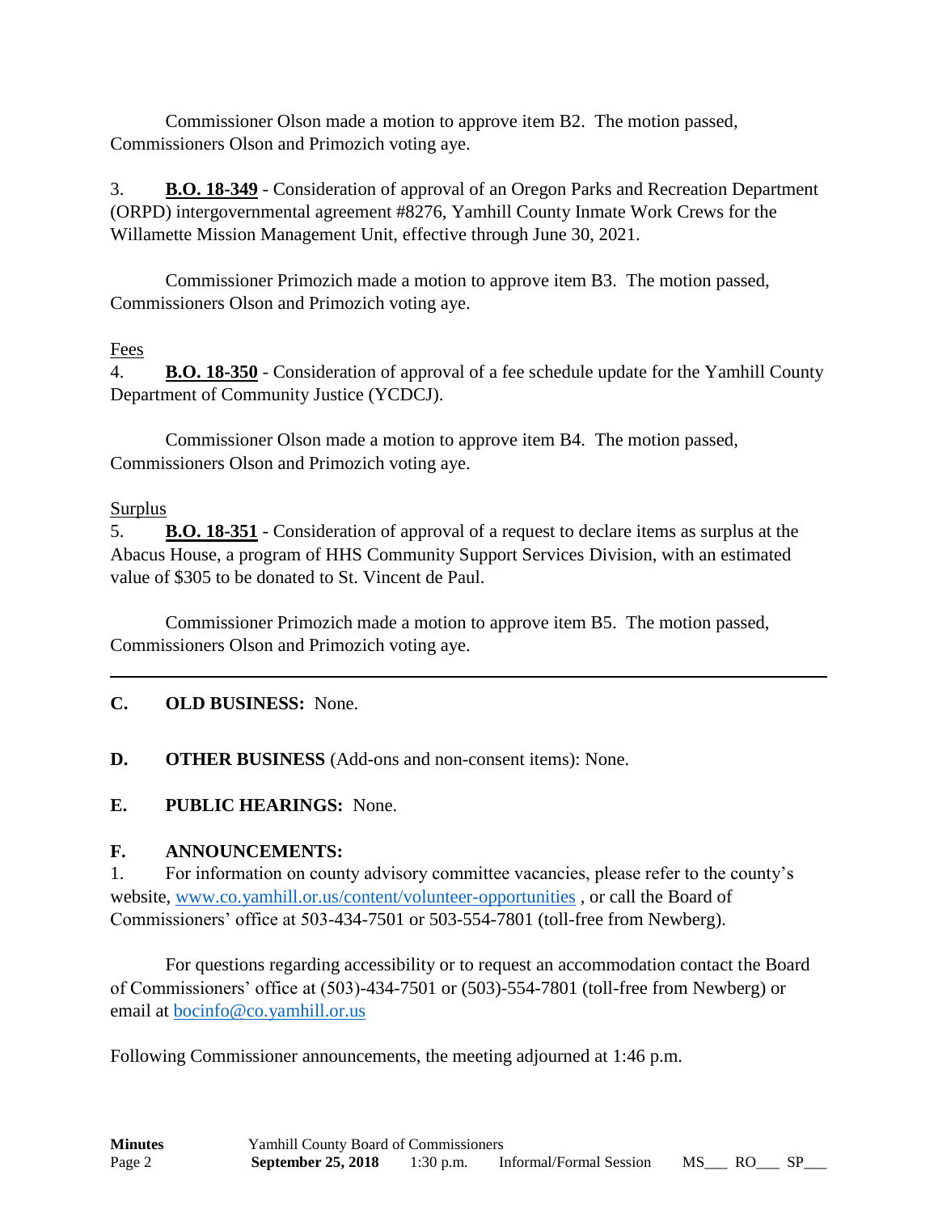Commissioner Olson made a motion to approve item B2. The motion passed, Commissioners Olson and Primozich voting aye.

3. **B.O. 18-349** - Consideration of approval of an Oregon Parks and Recreation Department (ORPD) intergovernmental agreement #8276, Yamhill County Inmate Work Crews for the Willamette Mission Management Unit, effective through June 30, 2021.

Commissioner Primozich made a motion to approve item B3. The motion passed, Commissioners Olson and Primozich voting aye.

Fees

4. **B.O. 18-350** - Consideration of approval of a fee schedule update for the Yamhill County Department of Community Justice (YCDCJ).

Commissioner Olson made a motion to approve item B4. The motion passed, Commissioners Olson and Primozich voting aye.

Surplus

5. **B.O. 18-351** - Consideration of approval of a request to declare items as surplus at the Abacus House, a program of HHS Community Support Services Division, with an estimated value of $305 to be donated to St. Vincent de Paul.

Commissioner Primozich made a motion to approve item B5. The motion passed, Commissioners Olson and Primozich voting aye.

---

**C. OLD BUSINESS:** None.

**D. OTHER BUSINESS** (Add-ons and non-consent items): None.

**E. PUBLIC HEARINGS:** None.

**F. ANNOUNCEMENTS:**

1. For information on county advisory committee vacancies, please refer to the county's website, www.co.yamhill.or.us/content/volunteer-opportunities , or call the Board of Commissioners' office at 503-434-7501 or 503-554-7801 (toll-free from Newberg).

For questions regarding accessibility or to request an accommodation contact the Board of Commissioners' office at (503)-434-7501 or (503)-554-7801 (toll-free from Newberg) or email at bocinfo@co.yamhill.or.us

Following Commissioner announcements, the meeting adjourned at 1:46 p.m.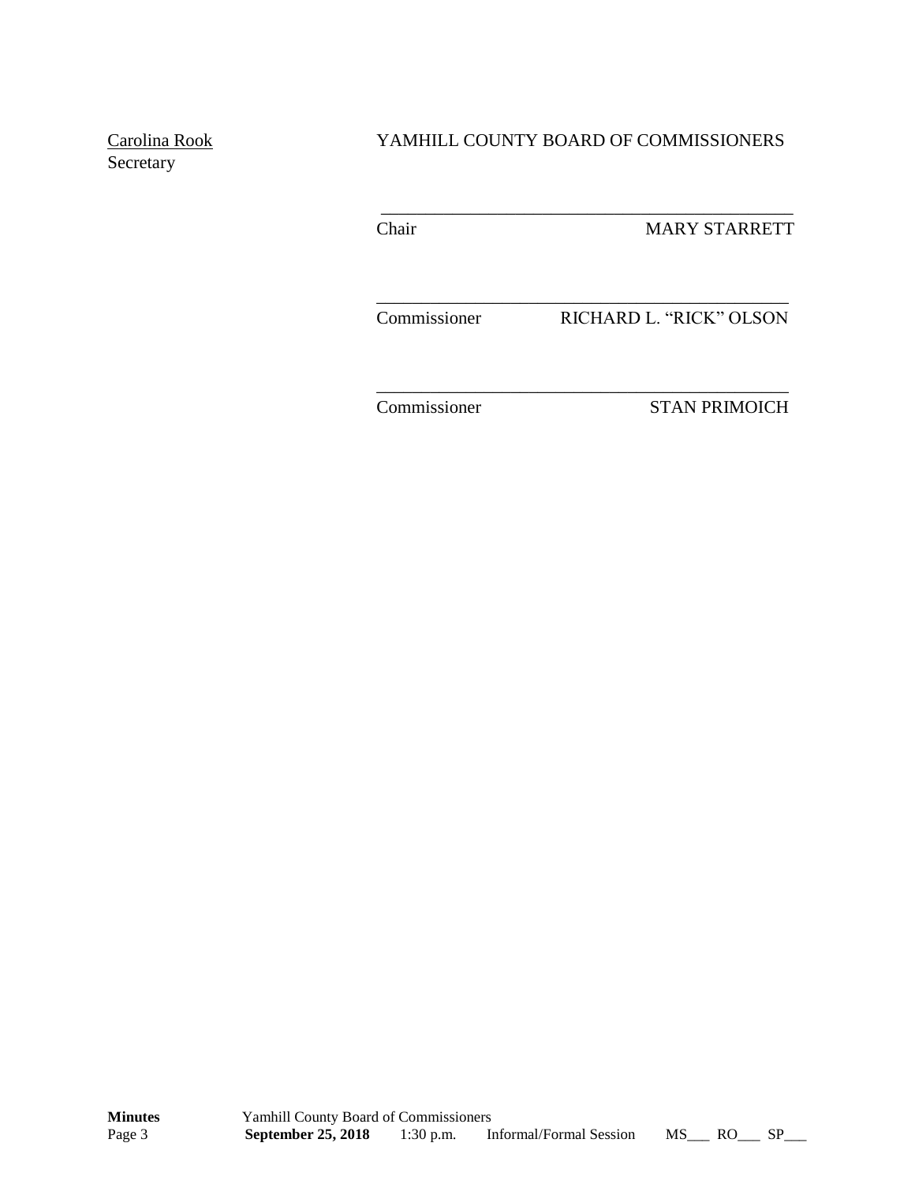Carolina Rook
Secretary

YAMHILL COUNTY BOARD OF COMMISSIONERS

\_\_\_\_\_\_\_\_\_\_\_\_\_\_\_\_\_\_\_\_\_\_\_\_\_\_\_\_\_\_\_\_\_\_\_\_\_\_\_\_\_\_\_\_

Chair MARY STARRETT

\_\_\_\_\_\_\_\_\_\_\_\_\_\_\_\_\_\_\_\_\_\_\_\_\_\_\_\_\_\_\_\_\_\_\_\_\_\_\_\_\_\_\_\_

Commissioner RICHARD L. "RICK" OLSON

\_\_\_\_\_\_\_\_\_\_\_\_\_\_\_\_\_\_\_\_\_\_\_\_\_\_\_\_\_\_\_\_\_\_\_\_\_\_\_\_\_\_\_\_

Commissioner STAN PRIMOICH